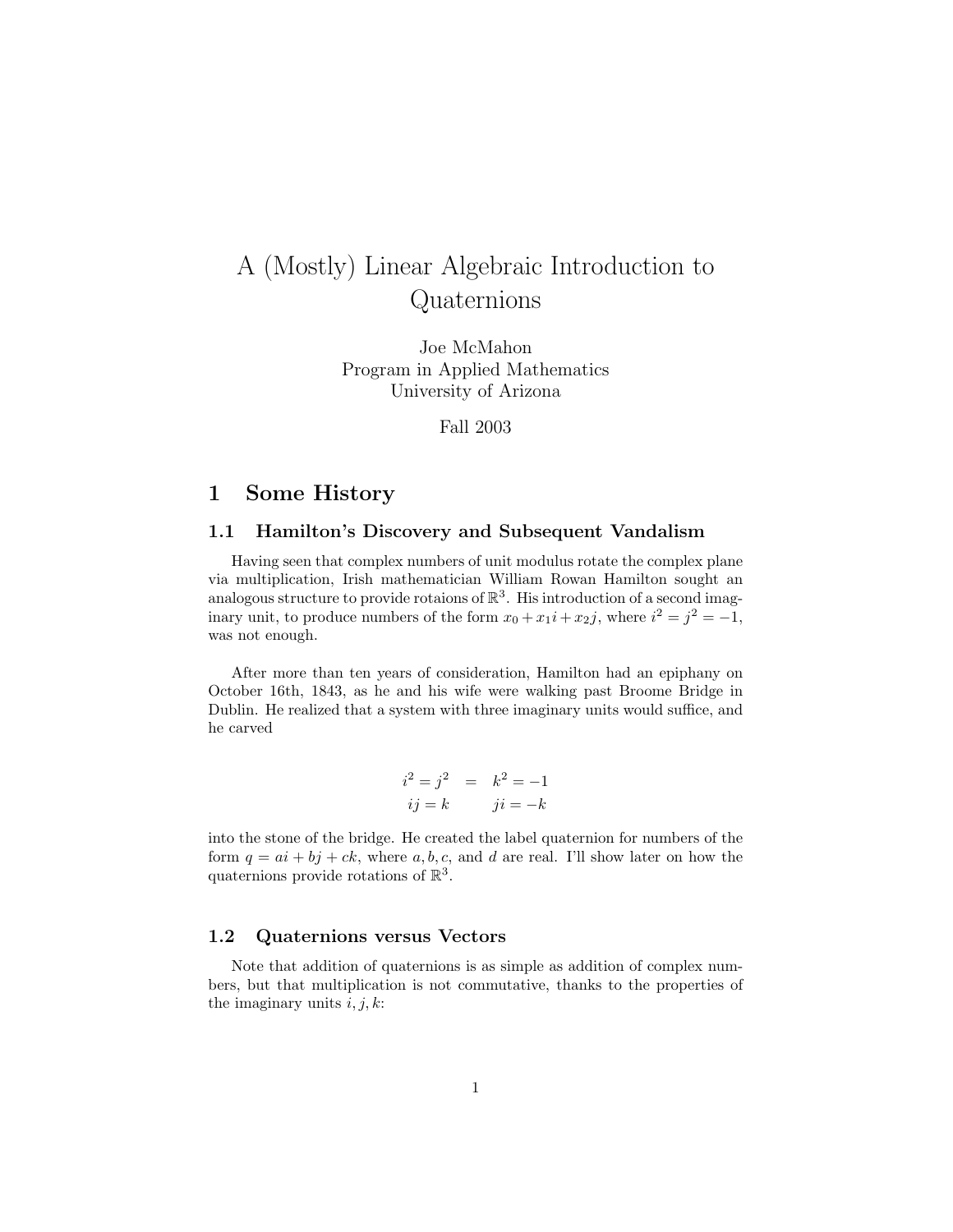# A (Mostly) Linear Algebraic Introduction to Quaternions

Joe McMahon
Program in Applied Mathematics
University of Arizona

Fall 2003

## 1 Some History

### 1.1 Hamilton's Discovery and Subsequent Vandalism

Having seen that complex numbers of unit modulus rotate the complex plane via multiplication, Irish mathematician William Rowan Hamilton sought an analogous structure to provide rotaions of $\mathbb{R}^3$. His introduction of a second imaginary unit, to produce numbers of the form $x_0 + x_1 i + x_2 j$, where $i^2 = j^2 = -1$, was not enough.

After more than ten years of consideration, Hamilton had an epiphany on October 16th, 1843, as he and his wife were walking past Broome Bridge in Dublin. He realized that a system with three imaginary units would suffice, and he carved

$$
\begin{aligned}
i^2 = j^2 &= k^2 = -1 \\
ij = k \qquad & ji = -k
\end{aligned}
$$

into the stone of the bridge. He created the label quaternion for numbers of the form $q = ai + bj + ck$, where $a, b, c$, and $d$ are real. I'll show later on how the quaternions provide rotations of $\mathbb{R}^3$.

### 1.2 Quaternions versus Vectors

Note that addition of quaternions is as simple as addition of complex numbers, but that multiplication is not commutative, thanks to the properties of the imaginary units $i, j, k$: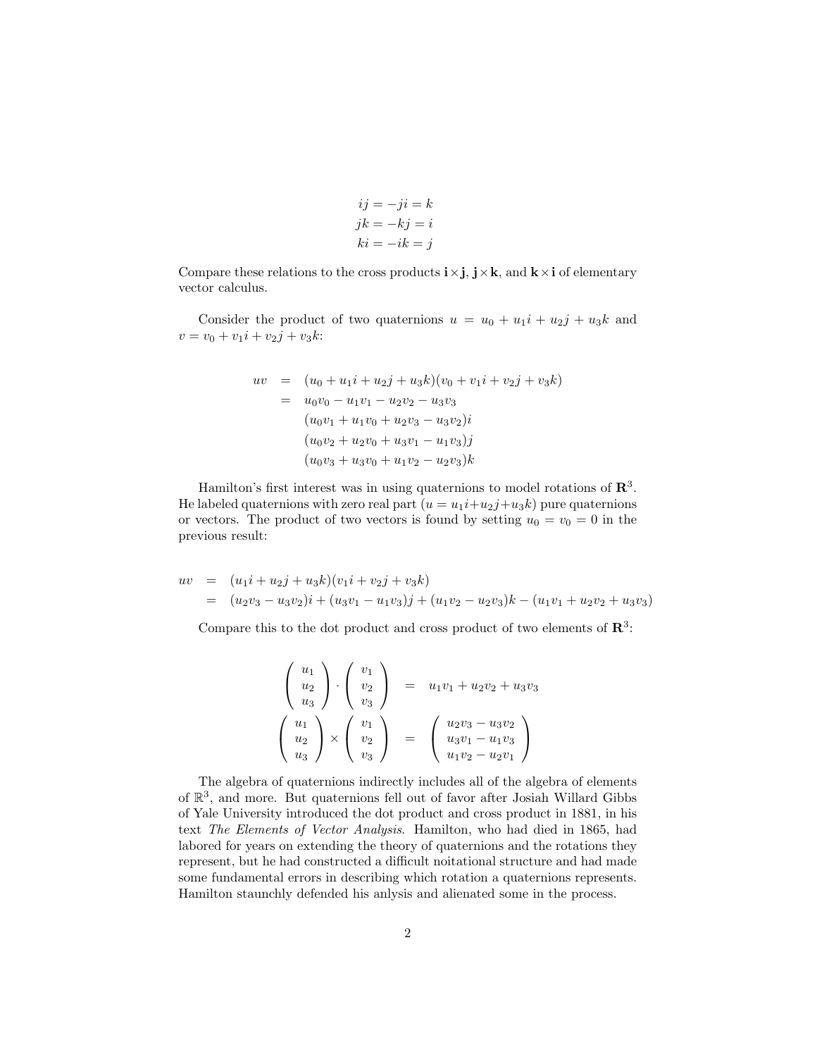$$
\begin{aligned}
ij &= -ji = k \\
jk &= -kj = i \\
ki &= -ik = j
\end{aligned}
$$

Compare these relations to the cross products $\mathbf{i}\times\mathbf{j}$, $\mathbf{j}\times\mathbf{k}$, and $\mathbf{k}\times\mathbf{i}$ of elementary vector calculus.

Consider the product of two quaternions $u = u_0 + u_1 i + u_2 j + u_3 k$ and $v = v_0 + v_1 i + v_2 j + v_3 k$:

$$
\begin{aligned}
uv &= (u_0 + u_1 i + u_2 j + u_3 k)(v_0 + v_1 i + v_2 j + v_3 k) \\
&= u_0 v_0 - u_1 v_1 - u_2 v_2 - u_3 v_3 \\
&\quad (u_0 v_1 + u_1 v_0 + u_2 v_3 - u_3 v_2) i \\
&\quad (u_0 v_2 + u_2 v_0 + u_3 v_1 - u_1 v_3) j \\
&\quad (u_0 v_3 + u_3 v_0 + u_1 v_2 - u_2 v_3) k
\end{aligned}
$$

Hamilton's first interest was in using quaternions to model rotations of $\mathbf{R}^3$. He labeled quaternions with zero real part ($u = u_1 i + u_2 j + u_3 k$) pure quaternions or vectors. The product of two vectors is found by setting $u_0 = v_0 = 0$ in the previous result:

$$
\begin{aligned}
uv &= (u_1 i + u_2 j + u_3 k)(v_1 i + v_2 j + v_3 k) \\
&= (u_2 v_3 - u_3 v_2) i + (u_3 v_1 - u_1 v_3) j + (u_1 v_2 - u_2 v_3) k - (u_1 v_1 + u_2 v_2 + u_3 v_3)
\end{aligned}
$$

Compare this to the dot product and cross product of two elements of $\mathbf{R}^3$:

$$
\begin{aligned}
\begin{pmatrix} u_1 \\ u_2 \\ u_3 \end{pmatrix} \cdot \begin{pmatrix} v_1 \\ v_2 \\ v_3 \end{pmatrix} &= u_1 v_1 + u_2 v_2 + u_3 v_3 \\
\begin{pmatrix} u_1 \\ u_2 \\ u_3 \end{pmatrix} \times \begin{pmatrix} v_1 \\ v_2 \\ v_3 \end{pmatrix} &= \begin{pmatrix} u_2 v_3 - u_3 v_2 \\ u_3 v_1 - u_1 v_3 \\ u_1 v_2 - u_2 v_1 \end{pmatrix}
\end{aligned}
$$

The algebra of quaternions indirectly includes all of the algebra of elements of $\mathbb{R}^3$, and more. But quaternions fell out of favor after Josiah Willard Gibbs of Yale University introduced the dot product and cross product in 1881, in his text *The Elements of Vector Analysis*. Hamilton, who had died in 1865, had labored for years on extending the theory of quaternions and the rotations they represent, but he had constructed a difficult noitational structure and had made some fundamental errors in describing which rotation a quaternions represents. Hamilton staunchly defended his anlysis and alienated some in the process.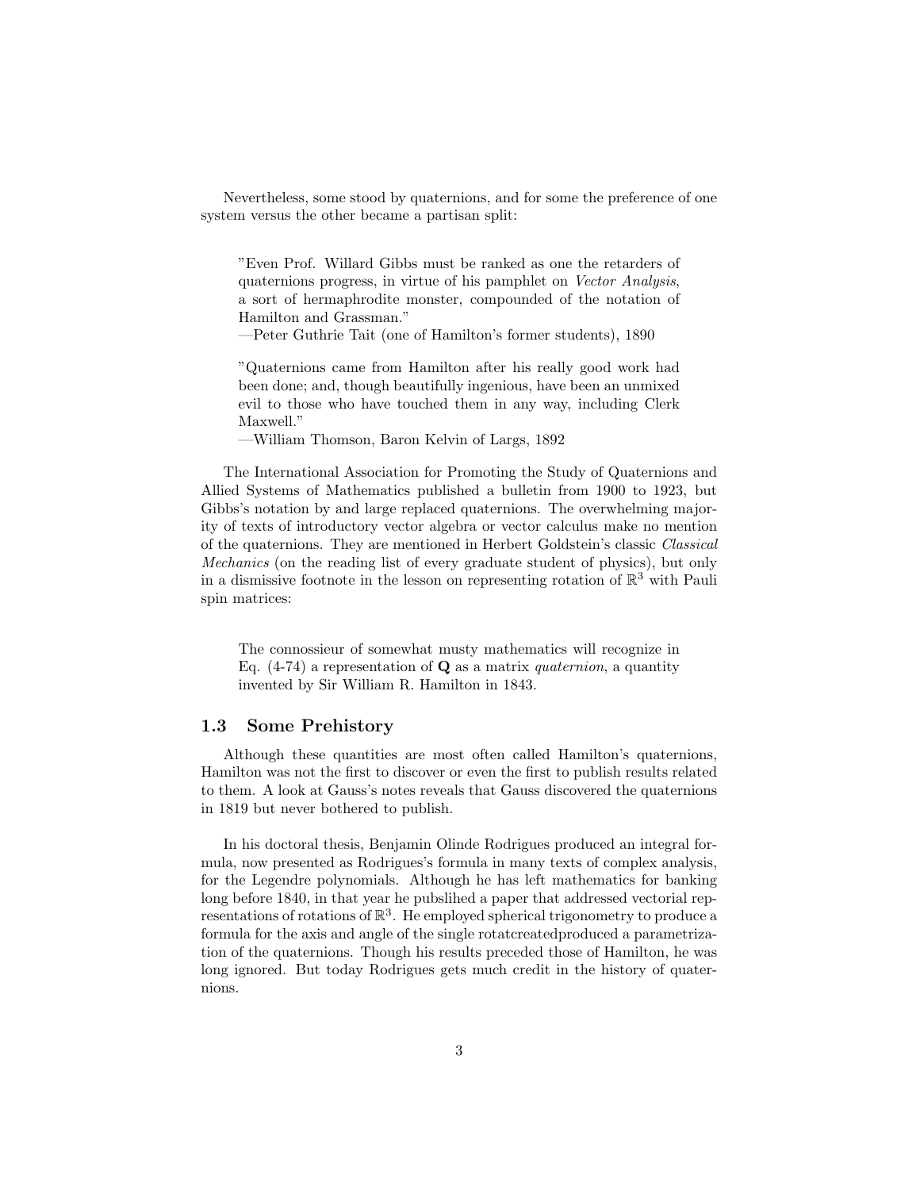Nevertheless, some stood by quaternions, and for some the preference of one system versus the other became a partisan split:

> "Even Prof. Willard Gibbs must be ranked as one the retarders of quaternions progress, in virtue of his pamphlet on *Vector Analysis*, a sort of hermaphrodite monster, compounded of the notation of Hamilton and Grassman."
> —Peter Guthrie Tait (one of Hamilton's former students), 1890

> "Quaternions came from Hamilton after his really good work had been done; and, though beautifully ingenious, have been an unmixed evil to those who have touched them in any way, including Clerk Maxwell."
> —William Thomson, Baron Kelvin of Largs, 1892

The International Association for Promoting the Study of Quaternions and Allied Systems of Mathematics published a bulletin from 1900 to 1923, but Gibbs's notation by and large replaced quaternions. The overwhelming majority of texts of introductory vector algebra or vector calculus make no mention of the quaternions. They are mentioned in Herbert Goldstein's classic *Classical Mechanics* (on the reading list of every graduate student of physics), but only in a dismissive footnote in the lesson on representing rotation of $\mathbb{R}^3$ with Pauli spin matrices:

> The connossieur of somewhat musty mathematics will recognize in Eq. (4-74) a representation of $\mathbf{Q}$ as a matrix *quaternion*, a quantity invented by Sir William R. Hamilton in 1843.

### 1.3 Some Prehistory

Although these quantities are most often called Hamilton's quaternions, Hamilton was not the first to discover or even the first to publish results related to them. A look at Gauss's notes reveals that Gauss discovered the quaternions in 1819 but never bothered to publish.

In his doctoral thesis, Benjamin Olinde Rodrigues produced an integral formula, now presented as Rodrigues's formula in many texts of complex analysis, for the Legendre polynomials. Although he has left mathematics for banking long before 1840, in that year he publsihed a paper that addressed vectorial representations of rotations of $\mathbb{R}^3$. He employed spherical trigonometry to produce a formula for the axis and angle of the single rotatcreatedproduced a parametrization of the quaternions. Though his results preceded those of Hamilton, he was long ignored. But today Rodrigues gets much credit in the history of quaternions.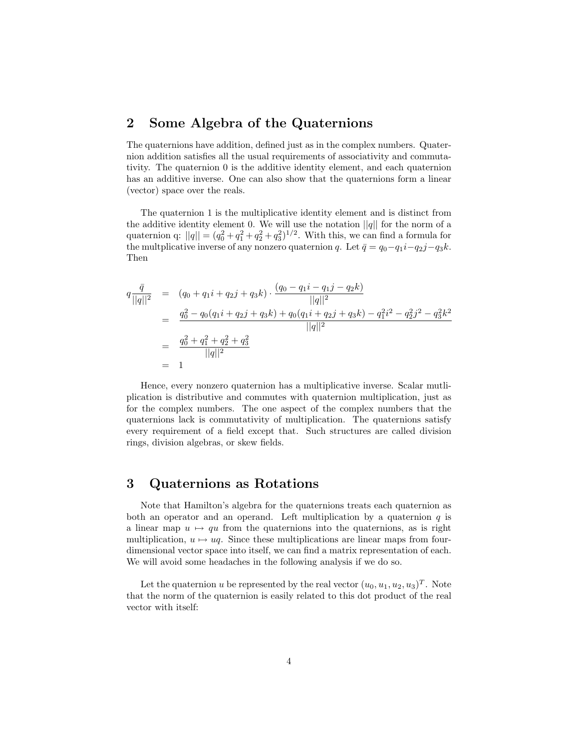## 2 Some Algebra of the Quaternions

The quaternions have addition, defined just as in the complex numbers. Quaternion addition satisfies all the usual requirements of associativity and commutativity. The quaternion 0 is the additive identity element, and each quaternion has an additive inverse. One can also show that the quaternions form a linear (vector) space over the reals.

The quaternion 1 is the multiplicative identity element and is distinct from the additive identity element 0. We will use the notation $||q||$ for the norm of a quaternion q: $||q|| = (q_0^2 + q_1^2 + q_2^2 + q_3^2)^{1/2}$. With this, we can find a formula for the multplicative inverse of any nonzero quaternion $q$. Let $\bar{q} = q_0 - q_1 i - q_2 j - q_3 k$. Then

$$
\begin{aligned}
q \frac{\bar{q}}{||q||^2} &= (q_0 + q_1 i + q_2 j + q_3 k) \cdot \frac{(q_0 - q_1 i - q_1 j - q_2 k)}{||q||^2} \\
&= \frac{q_0^2 - q_0(q_1 i + q_2 j + q_3 k) + q_0(q_1 i + q_2 j + q_3 k) - q_1^2 i^2 - q_2^2 j^2 - q_3^2 k^2}{||q||^2} \\
&= \frac{q_0^2 + q_1^2 + q_2^2 + q_3^2}{||q||^2} \\
&= 1
\end{aligned}
$$

Hence, every nonzero quaternion has a multiplicative inverse. Scalar mutliplication is distributive and commutes with quaternion multiplication, just as for the complex numbers. The one aspect of the complex numbers that the quaternions lack is commutativity of multiplication. The quaternions satisfy every requirement of a field except that. Such structures are called division rings, division algebras, or skew fields.

## 3 Quaternions as Rotations

Note that Hamilton's algebra for the quaternions treats each quaternion as both an operator and an operand. Left multiplication by a quaternion $q$ is a linear map $u \mapsto qu$ from the quaternions into the quaternions, as is right multiplication, $u \mapsto uq$. Since these multiplications are linear maps from four-dimensional vector space into itself, we can find a matrix representation of each. We will avoid some headaches in the following analysis if we do so.

Let the quaternion $u$ be represented by the real vector $(u_0, u_1, u_2, u_3)^T$. Note that the norm of the quaternion is easily related to this dot product of the real vector with itself: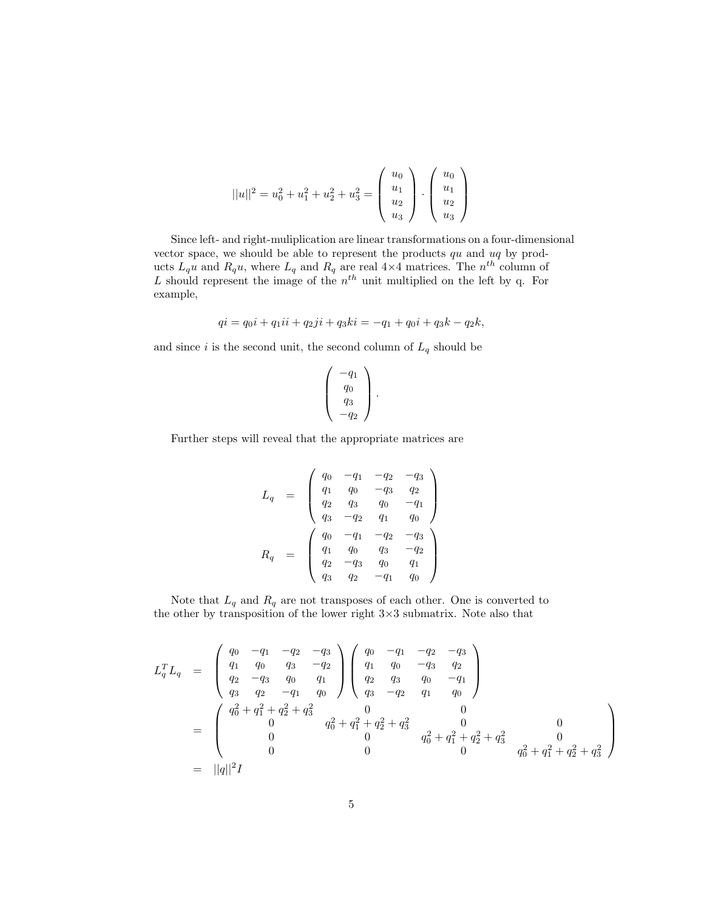$$||u||^2 = u_0^2 + u_1^2 + u_2^2 + u_3^2 = \begin{pmatrix} u_0 \\ u_1 \\ u_2 \\ u_3 \end{pmatrix} \cdot \begin{pmatrix} u_0 \\ u_1 \\ u_2 \\ u_3 \end{pmatrix}$$

Since left- and right-muliplication are linear transformations on a four-dimensional vector space, we should be able to represent the products $qu$ and $uq$ by products $L_q u$ and $R_q u$, where $L_q$ and $R_q$ are real 4×4 matrices. The $n^{th}$ column of $L$ should represent the image of the $n^{th}$ unit multiplied on the left by q. For example,

$$qi = q_0 i + q_1 ii + q_2 ji + q_3 ki = -q_1 + q_0 i + q_3 k - q_2 k,$$

and since $i$ is the second unit, the second column of $L_q$ should be

$$\begin{pmatrix} -q_1 \\ q_0 \\ q_3 \\ -q_2 \end{pmatrix}.$$

Further steps will reveal that the appropriate matrices are

$$\begin{aligned}
L_q &= \begin{pmatrix} q_0 & -q_1 & -q_2 & -q_3 \\ q_1 & q_0 & -q_3 & q_2 \\ q_2 & q_3 & q_0 & -q_1 \\ q_3 & -q_2 & q_1 & q_0 \end{pmatrix} \\
R_q &= \begin{pmatrix} q_0 & -q_1 & -q_2 & -q_3 \\ q_1 & q_0 & q_3 & -q_2 \\ q_2 & -q_3 & q_0 & q_1 \\ q_3 & q_2 & -q_1 & q_0 \end{pmatrix}
\end{aligned}$$

Note that $L_q$ and $R_q$ are not transposes of each other. One is converted to the other by transposition of the lower right 3×3 submatrix. Note also that

$$\begin{aligned}
L_q^T L_q &= \begin{pmatrix} q_0 & -q_1 & -q_2 & -q_3 \\ q_1 & q_0 & q_3 & -q_2 \\ q_2 & -q_3 & q_0 & q_1 \\ q_3 & q_2 & -q_1 & q_0 \end{pmatrix} \begin{pmatrix} q_0 & -q_1 & -q_2 & -q_3 \\ q_1 & q_0 & -q_3 & q_2 \\ q_2 & q_3 & q_0 & -q_1 \\ q_3 & -q_2 & q_1 & q_0 \end{pmatrix} \\
&= \begin{pmatrix} q_0^2 + q_1^2 + q_2^2 + q_3^2 & 0 & 0 & \\ 0 & q_0^2 + q_1^2 + q_2^2 + q_3^2 & 0 & 0 \\ 0 & 0 & q_0^2 + q_1^2 + q_2^2 + q_3^2 & 0 \\ 0 & 0 & 0 & q_0^2 + q_1^2 + q_2^2 + q_3^2 \end{pmatrix} \\
&= ||q||^2 I
\end{aligned}$$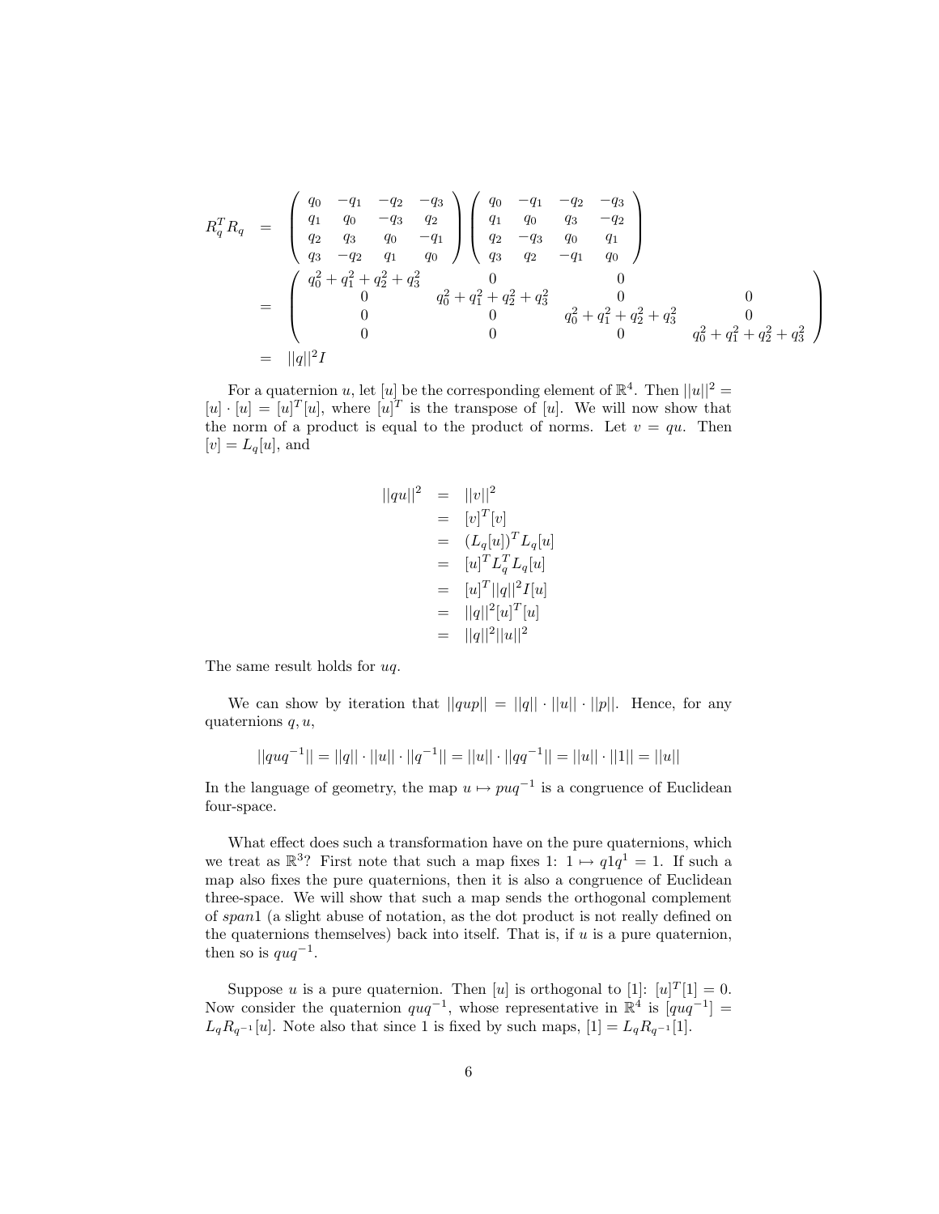$$
\begin{aligned}
R_q^T R_q &= \begin{pmatrix} q_0 & -q_1 & -q_2 & -q_3 \\ q_1 & q_0 & -q_3 & q_2 \\ q_2 & q_3 & q_0 & -q_1 \\ q_3 & -q_2 & q_1 & q_0 \end{pmatrix} \begin{pmatrix} q_0 & -q_1 & -q_2 & -q_3 \\ q_1 & q_0 & q_3 & -q_2 \\ q_2 & -q_3 & q_0 & q_1 \\ q_3 & q_2 & -q_1 & q_0 \end{pmatrix} \\
&= \begin{pmatrix} q_0^2+q_1^2+q_2^2+q_3^2 & 0 & 0 & \\ 0 & q_0^2+q_1^2+q_2^2+q_3^2 & 0 & 0 \\ 0 & 0 & q_0^2+q_1^2+q_2^2+q_3^2 & 0 \\ 0 & 0 & 0 & q_0^2+q_1^2+q_2^2+q_3^2 \end{pmatrix} \\
&= ||q||^2 I
\end{aligned}
$$

For a quaternion $u$, let $[u]$ be the corresponding element of $\mathbb{R}^4$. Then $||u||^2 = [u] \cdot [u] = [u]^T[u]$, where $[u]^T$ is the transpose of $[u]$. We will now show that the norm of a product is equal to the product of norms. Let $v = qu$. Then $[v] = L_q[u]$, and

$$
\begin{aligned}
||qu||^2 &= ||v||^2 \\
&= [v]^T[v] \\
&= (L_q[u])^T L_q[u] \\
&= [u]^T L_q^T L_q[u] \\
&= [u]^T ||q||^2 I[u] \\
&= ||q||^2 [u]^T[u] \\
&= ||q||^2 ||u||^2
\end{aligned}
$$

The same result holds for $uq$.

We can show by iteration that $||qup|| = ||q|| \cdot ||u|| \cdot ||p||$. Hence, for any quaternions $q, u$,

$$
||quq^{-1}|| = ||q|| \cdot ||u|| \cdot ||q^{-1}|| = ||u|| \cdot ||qq^{-1}|| = ||u|| \cdot ||1|| = ||u||
$$

In the language of geometry, the map $u \mapsto puq^{-1}$ is a congruence of Euclidean four-space.

What effect does such a transformation have on the pure quaternions, which we treat as $\mathbb{R}^3$? First note that such a map fixes 1: $1 \mapsto q1q^1 = 1$. If such a map also fixes the pure quaternions, then it is also a congruence of Euclidean three-space. We will show that such a map sends the orthogonal complement of *span*1 (a slight abuse of notation, as the dot product is not really defined on the quaternions themselves) back into itself. That is, if $u$ is a pure quaternion, then so is $quq^{-1}$.

Suppose $u$ is a pure quaternion. Then $[u]$ is orthogonal to $[1]$: $[u]^T[1] = 0$. Now consider the quaternion $quq^{-1}$, whose representative in $\mathbb{R}^4$ is $[quq^{-1}] = L_q R_{q^{-1}}[u]$. Note also that since 1 is fixed by such maps, $[1] = L_q R_{q^{-1}}[1]$.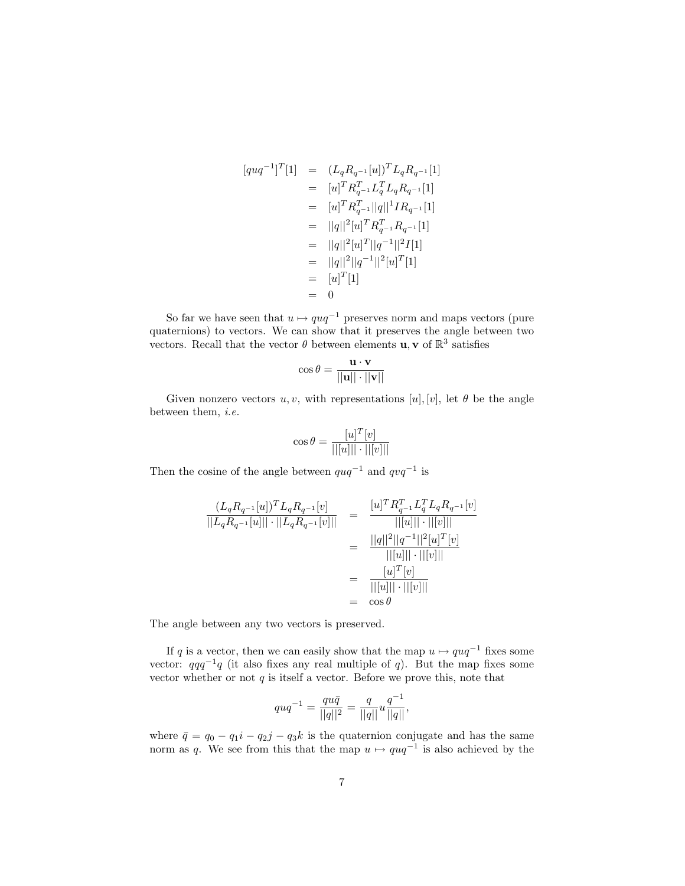$$
\begin{aligned}
[quq^{-1}]^T[1] &= (L_q R_{q^{-1}}[u])^T L_q R_{q^{-1}}[1] \\
&= [u]^T R_{q^{-1}}^T L_q^T L_q R_{q^{-1}}[1] \\
&= [u]^T R_{q^{-1}}^T ||q||^1 I R_{q^{-1}}[1] \\
&= ||q||^2 [u]^T R_{q^{-1}}^T R_{q^{-1}}[1] \\
&= ||q||^2 [u]^T ||q^{-1}||^2 I[1] \\
&= ||q||^2 ||q^{-1}||^2 [u]^T[1] \\
&= [u]^T[1] \\
&= 0
\end{aligned}
$$

So far we have seen that $u \mapsto quq^{-1}$ preserves norm and maps vectors (pure quaternions) to vectors. We can show that it preserves the angle between two vectors. Recall that the vector $\theta$ between elements $\mathbf{u}, \mathbf{v}$ of $\mathbb{R}^3$ satisfies

$$
\cos\theta = \frac{\mathbf{u} \cdot \mathbf{v}}{||\mathbf{u}|| \cdot ||\mathbf{v}||}
$$

Given nonzero vectors $u, v$, with representations $[u], [v]$, let $\theta$ be the angle between them, *i.e.*

$$
\cos\theta = \frac{[u]^T[v]}{||[u]|| \cdot ||[v]||}
$$

Then the cosine of the angle between $quq^{-1}$ and $qvq^{-1}$ is

$$
\begin{aligned}
\frac{(L_q R_{q^{-1}}[u])^T L_q R_{q^{-1}}[v]}{||L_q R_{q^{-1}}[u]|| \cdot ||L_q R_{q^{-1}}[v]||} &= \frac{[u]^T R_{q^{-1}}^T L_q^T L_q R_{q^{-1}}[v]}{||[u]|| \cdot ||[v]||} \\
&= \frac{||q||^2 ||q^{-1}||^2 [u]^T[v]}{||[u]|| \cdot ||[v]||} \\
&= \frac{[u]^T[v]}{||[u]|| \cdot ||[v]||} \\
&= \cos\theta
\end{aligned}
$$

The angle between any two vectors is preserved.

If $q$ is a vector, then we can easily show that the map $u \mapsto quq^{-1}$ fixes some vector: $qqq^{-1}q$ (it also fixes any real multiple of $q$). But the map fixes some vector whether or not $q$ is itself a vector. Before we prove this, note that

$$
quq^{-1} = \frac{qu\bar{q}}{||q||^2} = \frac{q}{||q||} u \frac{q^{-1}}{||q||},
$$

where $\bar{q} = q_0 - q_1 i - q_2 j - q_3 k$ is the quaternion conjugate and has the same norm as $q$. We see from this that the map $u \mapsto quq^{-1}$ is also achieved by the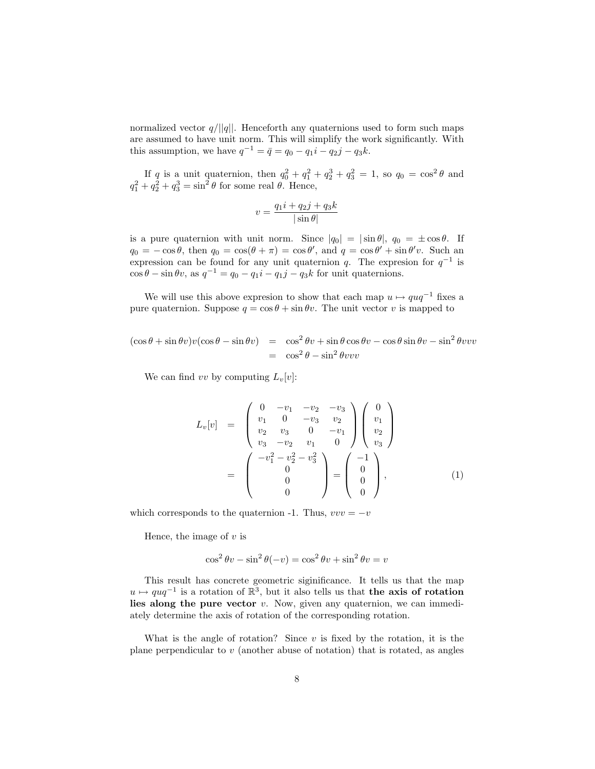normalized vector $q/||q||$. Henceforth any quaternions used to form such maps are assumed to have unit norm. This will simplify the work significantly. With this assumption, we have $q^{-1} = \bar{q} = q_0 - q_1 i - q_2 j - q_3 k$.

If $q$ is a unit quaternion, then $q_0^2 + q_1^2 + q_2^3 + q_3^2 = 1$, so $q_0 = \cos^2\theta$ and $q_1^2 + q_2^2 + q_3^3 = \sin^2\theta$ for some real $\theta$. Hence,

$$v = \frac{q_1 i + q_2 j + q_3 k}{|\sin\theta|}$$

is a pure quaternion with unit norm. Since $|q_0| = |\sin\theta|$, $q_0 = \pm\cos\theta$. If $q_0 = -\cos\theta$, then $q_0 = \cos(\theta + \pi) = \cos\theta'$, and $q = \cos\theta' + \sin\theta' v$. Such an expression can be found for any unit quaternion $q$. The expresion for $q^{-1}$ is $\cos\theta - \sin\theta v$, as $q^{-1} = q_0 - q_1 i - q_1 j - q_3 k$ for unit quaternions.

We will use this above expresion to show that each map $u \mapsto quq^{-1}$ fixes a pure quaternion. Suppose $q = \cos\theta + \sin\theta v$. The unit vector $v$ is mapped to

$$\begin{aligned}
(\cos\theta + \sin\theta v)v(\cos\theta - \sin\theta v) &= \cos^2\theta v + \sin\theta\cos\theta v - \cos\theta\sin\theta v - \sin^2\theta vvv \\
&= \cos^2\theta - \sin^2\theta vvv
\end{aligned}$$

We can find $vv$ by computing $L_v[v]$:

$$\begin{aligned}
L_v[v] &= \begin{pmatrix} 0 & -v_1 & -v_2 & -v_3 \\ v_1 & 0 & -v_3 & v_2 \\ v_2 & v_3 & 0 & -v_1 \\ v_3 & -v_2 & v_1 & 0 \end{pmatrix} \begin{pmatrix} 0 \\ v_1 \\ v_2 \\ v_3 \end{pmatrix} \\
&= \begin{pmatrix} -v_1^2 - v_2^2 - v_3^2 \\ 0 \\ 0 \\ 0 \end{pmatrix} = \begin{pmatrix} -1 \\ 0 \\ 0 \\ 0 \end{pmatrix}, \qquad (1)
\end{aligned}$$

which corresponds to the quaternion -1. Thus, $vvv = -v$

Hence, the image of $v$ is

$$\cos^2\theta v - \sin^2\theta(-v) = \cos^2\theta v + \sin^2\theta v = v$$

This result has concrete geometric siginificance. It tells us that the map $u \mapsto quq^{-1}$ is a rotation of $\mathbb{R}^3$, but it also tells us that **the axis of rotation lies along the pure vector** $v$. Now, given any quaternion, we can immediately determine the axis of rotation of the corresponding rotation.

What is the angle of rotation? Since $v$ is fixed by the rotation, it is the plane perpendicular to $v$ (another abuse of notation) that is rotated, as angles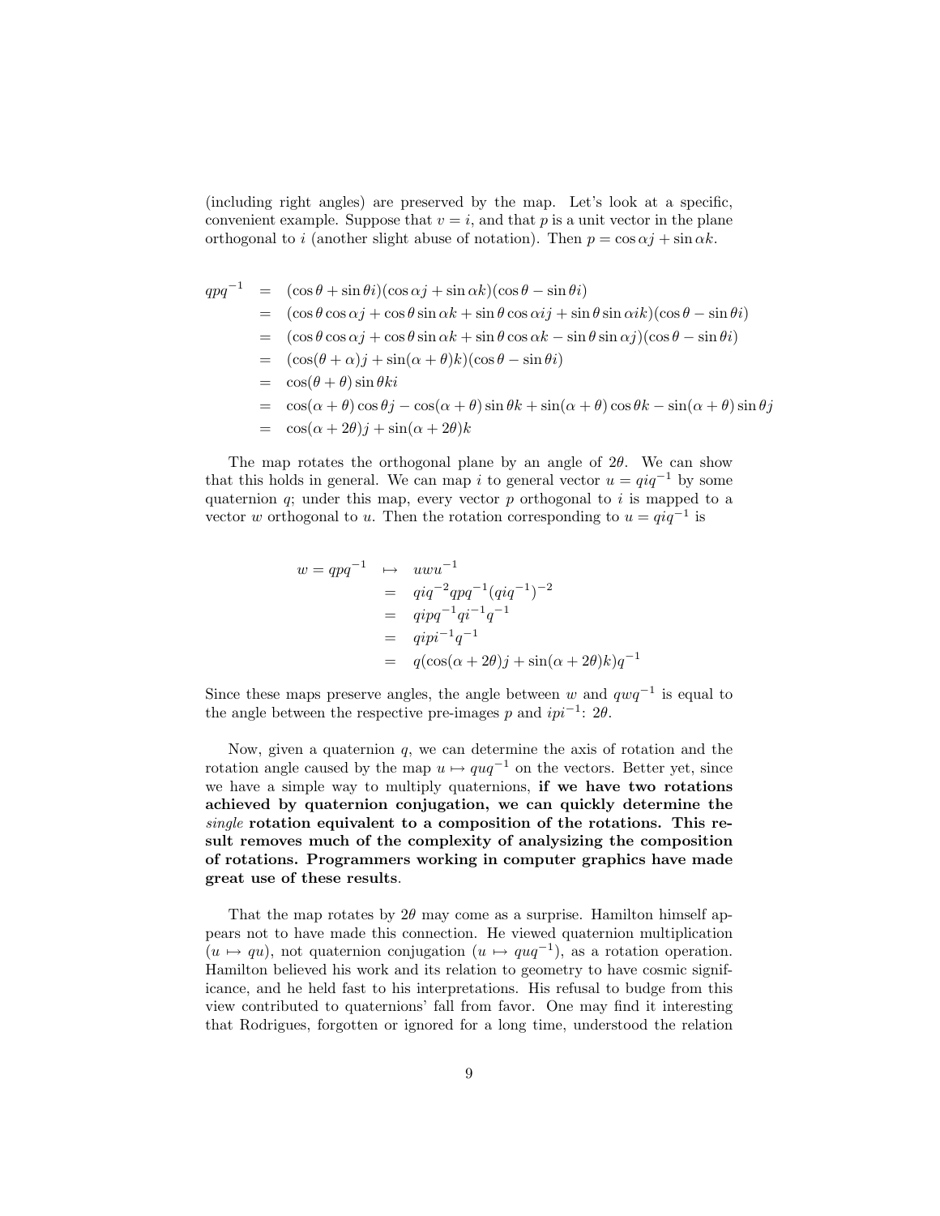(including right angles) are preserved by the map. Let's look at a specific, convenient example. Suppose that $v = i$, and that $p$ is a unit vector in the plane orthogonal to $i$ (another slight abuse of notation). Then $p = \cos\alpha j + \sin\alpha k$.

$$
\begin{aligned}
qpq^{-1} &= (\cos\theta + \sin\theta i)(\cos\alpha j + \sin\alpha k)(\cos\theta - \sin\theta i) \\
&= (\cos\theta\cos\alpha j + \cos\theta\sin\alpha k + \sin\theta\cos\alpha ij + \sin\theta\sin\alpha ik)(\cos\theta - \sin\theta i) \\
&= (\cos\theta\cos\alpha j + \cos\theta\sin\alpha k + \sin\theta\cos\alpha k - \sin\theta\sin\alpha j)(\cos\theta - \sin\theta i) \\
&= (\cos(\theta+\alpha)j + \sin(\alpha+\theta)k)(\cos\theta - \sin\theta i) \\
&= \cos(\theta+\theta)\sin\theta ki \\
&= \cos(\alpha+\theta)\cos\theta j - \cos(\alpha+\theta)\sin\theta k + \sin(\alpha+\theta)\cos\theta k - \sin(\alpha+\theta)\sin\theta j \\
&= \cos(\alpha+2\theta)j + \sin(\alpha+2\theta)k
\end{aligned}
$$

The map rotates the orthogonal plane by an angle of $2\theta$. We can show that this holds in general. We can map $i$ to general vector $u = qiq^{-1}$ by some quaternion $q$; under this map, every vector $p$ orthogonal to $i$ is mapped to a vector $w$ orthogonal to $u$. Then the rotation corresponding to $u = qiq^{-1}$ is

$$
\begin{aligned}
w = qpq^{-1} &\mapsto uwu^{-1} \\
&= qiq^{-2}qpq^{-1}(qiq^{-1})^{-2} \\
&= qipq^{-1}qi^{-1}q^{-1} \\
&= qipi^{-1}q^{-1} \\
&= q(\cos(\alpha+2\theta)j + \sin(\alpha+2\theta)k)q^{-1}
\end{aligned}
$$

Since these maps preserve angles, the angle between $w$ and $qwq^{-1}$ is equal to the angle between the respective pre-images $p$ and $ipi^{-1}$: $2\theta$.

Now, given a quaternion $q$, we can determine the axis of rotation and the rotation angle caused by the map $u \mapsto quq^{-1}$ on the vectors. Better yet, since we have a simple way to multiply quaternions, **if we have two rotations achieved by quaternion conjugation, we can quickly determine the *single* rotation equivalent to a composition of the rotations. This result removes much of the complexity of analysizing the composition of rotations. Programmers working in computer graphics have made great use of these results**.

That the map rotates by $2\theta$ may come as a surprise. Hamilton himself appears not to have made this connection. He viewed quaternion multiplication ($u \mapsto qu$), not quaternion conjugation ($u \mapsto quq^{-1}$), as a rotation operation. Hamilton believed his work and its relation to geometry to have cosmic significance, and he held fast to his interpretations. His refusal to budge from this view contributed to quaternions' fall from favor. One may find it interesting that Rodrigues, forgotten or ignored for a long time, understood the relation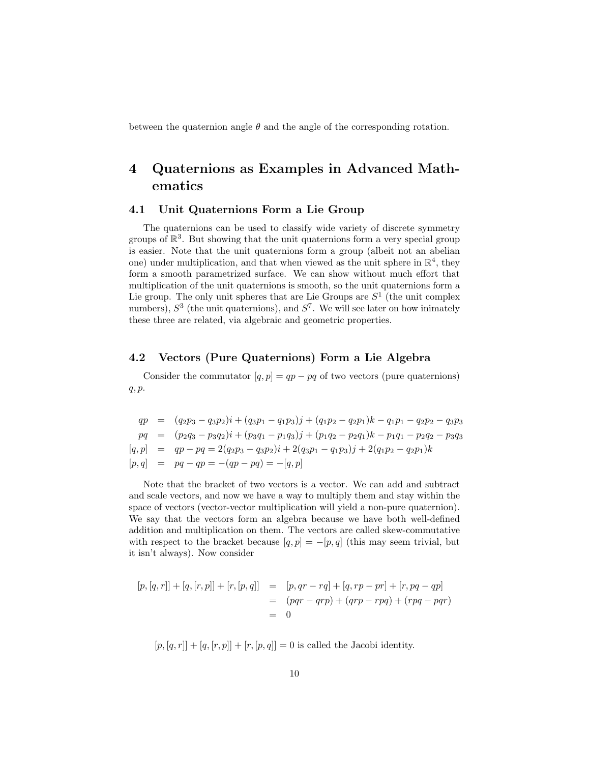between the quaternion angle $\theta$ and the angle of the corresponding rotation.

# 4 Quaternions as Examples in Advanced Mathematics

## 4.1 Unit Quaternions Form a Lie Group

The quaternions can be used to classify wide variety of discrete symmetry groups of $\mathbb{R}^3$. But showing that the unit quaternions form a very special group is easier. Note that the unit quaternions form a group (albeit not an abelian one) under multiplication, and that when viewed as the unit sphere in $\mathbb{R}^4$, they form a smooth parametrized surface. We can show without much effort that multiplication of the unit quaternions is smooth, so the unit quaternions form a Lie group. The only unit spheres that are Lie Groups are $S^1$ (the unit complex numbers), $S^3$ (the unit quaternions), and $S^7$. We will see later on how inimately these three are related, via algebraic and geometric properties.

## 4.2 Vectors (Pure Quaternions) Form a Lie Algebra

Consider the commutator $[q, p] = qp - pq$ of two vectors (pure quaternions) $q, p$.

$$
\begin{aligned}
qp &= (q_2p_3 - q_3p_2)i + (q_3p_1 - q_1p_3)j + (q_1p_2 - q_2p_1)k - q_1p_1 - q_2p_2 - q_3p_3 \\
pq &= (p_2q_3 - p_3q_2)i + (p_3q_1 - p_1q_3)j + (p_1q_2 - p_2q_1)k - p_1q_1 - p_2q_2 - p_3q_3 \\
[q, p] &= qp - pq = 2(q_2p_3 - q_3p_2)i + 2(q_3p_1 - q_1p_3)j + 2(q_1p_2 - q_2p_1)k \\
[p, q] &= pq - qp = -(qp - pq) = -[q, p]
\end{aligned}
$$

Note that the bracket of two vectors is a vector. We can add and subtract and scale vectors, and now we have a way to multiply them and stay within the space of vectors (vector-vector multiplication will yield a non-pure quaternion). We say that the vectors form an algebra because we have both well-defined addition and multiplication on them. The vectors are called skew-commutative with respect to the bracket because $[q, p] = -[p, q]$ (this may seem trivial, but it isn't always). Now consider

$$
\begin{aligned}
[p, [q, r]] + [q, [r, p]] + [r, [p, q]] &= [p, qr - rq] + [q, rp - pr] + [r, pq - qp] \\
&= (pqr - qrp) + (qrp - rpq) + (rpq - pqr) \\
&= 0
\end{aligned}
$$

$[p, [q, r]] + [q, [r, p]] + [r, [p, q]] = 0$ is called the Jacobi identity.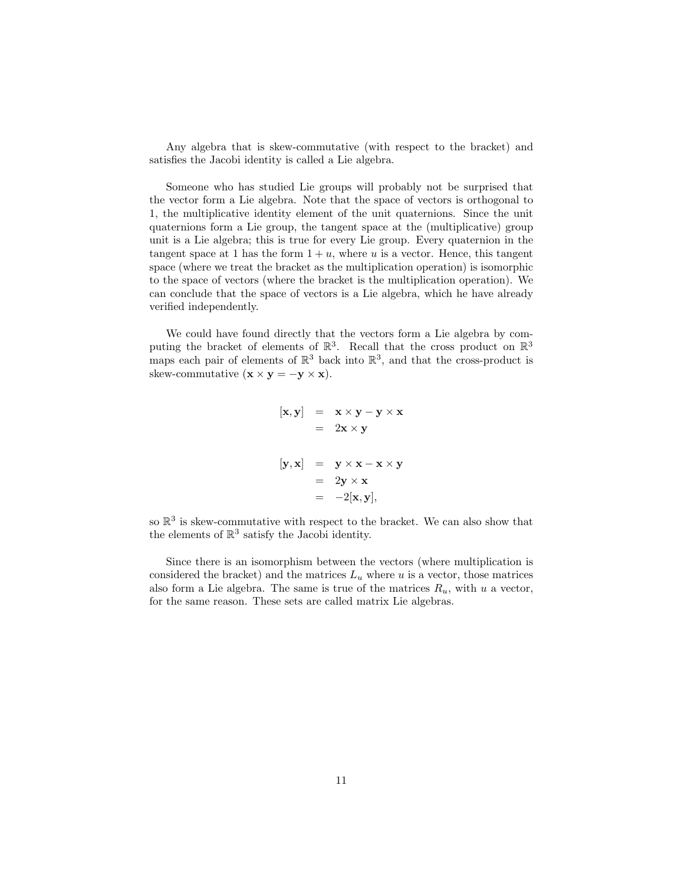Any algebra that is skew-commutative (with respect to the bracket) and satisfies the Jacobi identity is called a Lie algebra.

Someone who has studied Lie groups will probably not be surprised that the vector form a Lie algebra. Note that the space of vectors is orthogonal to 1, the multiplicative identity element of the unit quaternions. Since the unit quaternions form a Lie group, the tangent space at the (multiplicative) group unit is a Lie algebra; this is true for every Lie group. Every quaternion in the tangent space at 1 has the form $1 + u$, where $u$ is a vector. Hence, this tangent space (where we treat the bracket as the multiplication operation) is isomorphic to the space of vectors (where the bracket is the multiplication operation). We can conclude that the space of vectors is a Lie algebra, which he have already verified independently.

We could have found directly that the vectors form a Lie algebra by computing the bracket of elements of $\mathbb{R}^3$. Recall that the cross product on $\mathbb{R}^3$ maps each pair of elements of $\mathbb{R}^3$ back into $\mathbb{R}^3$, and that the cross-product is skew-commutative ($\mathbf{x} \times \mathbf{y} = -\mathbf{y} \times \mathbf{x}$).

$$
\begin{aligned}
[\mathbf{x}, \mathbf{y}] &= \mathbf{x} \times \mathbf{y} - \mathbf{y} \times \mathbf{x} \\
&= 2\mathbf{x} \times \mathbf{y}
\end{aligned}
$$

$$
\begin{aligned}
[\mathbf{y}, \mathbf{x}] &= \mathbf{y} \times \mathbf{x} - \mathbf{x} \times \mathbf{y} \\
&= 2\mathbf{y} \times \mathbf{x} \\
&= -2[\mathbf{x}, \mathbf{y}],
\end{aligned}
$$

so $\mathbb{R}^3$ is skew-commutative with respect to the bracket. We can also show that the elements of $\mathbb{R}^3$ satisfy the Jacobi identity.

Since there is an isomorphism between the vectors (where multiplication is considered the bracket) and the matrices $L_u$ where $u$ is a vector, those matrices also form a Lie algebra. The same is true of the matrices $R_u$, with $u$ a vector, for the same reason. These sets are called matrix Lie algebras.